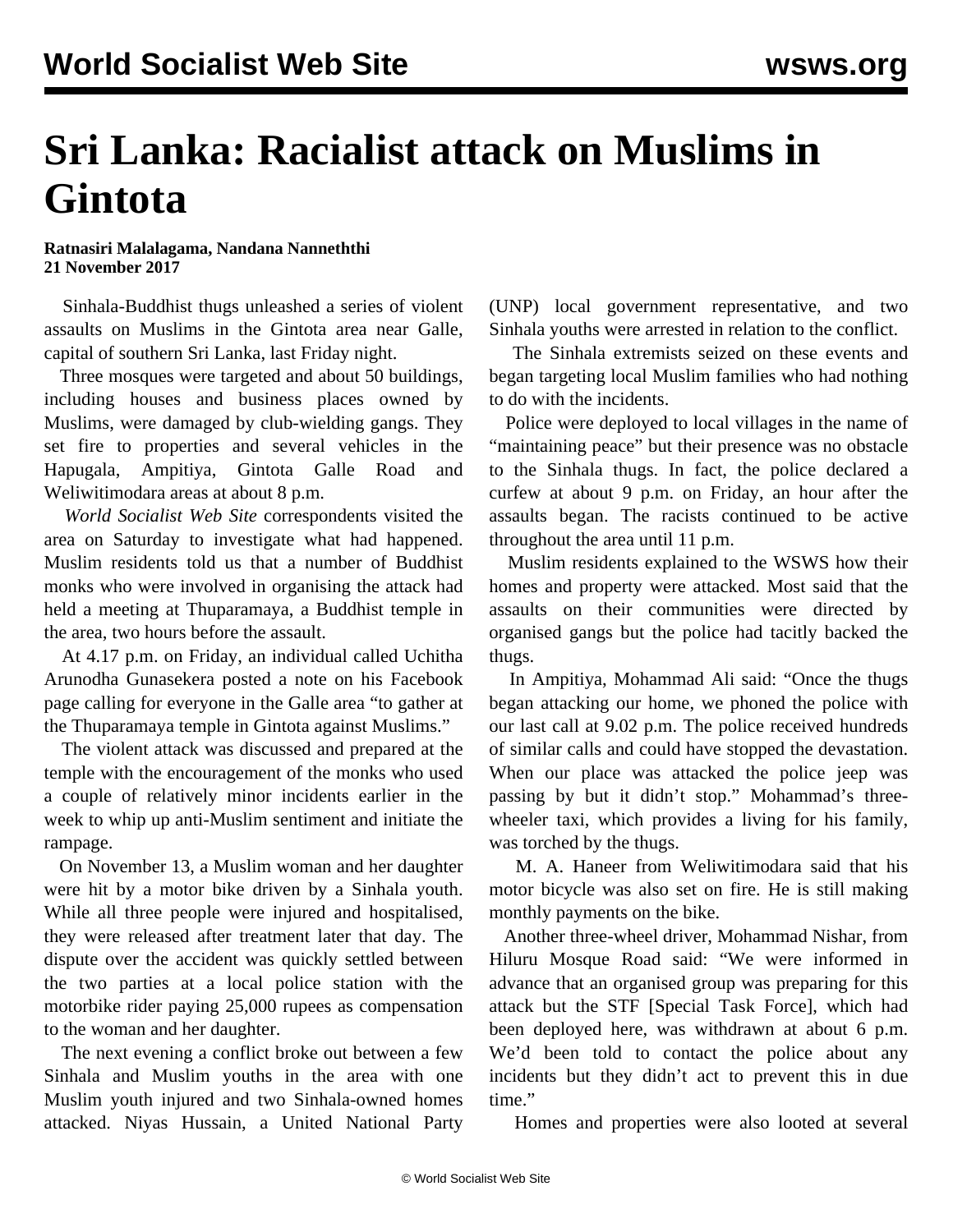# Sri Lanka: Racialist attack on Muslims in Gintota

**Ratnasiri Malalagama, Nandana Nannethth**
**21 November 2017**

Sinhala-Buddhist thugs unleashed a series of violent assaults on Muslims in the Gintota area near Galle, capital of southern Sri Lanka, last Friday night.

Three mosques were targeted and about 50 buildings, including houses and business places owned by Muslims, were damaged by club-wielding gangs. They set fire to properties and several vehicles in the Hapugala, Ampitiya, Gintota Galle Road and Weliwitimodara areas at about 8 p.m.

*World Socialist Web Site* correspondents visited the area on Saturday to investigate what had happened. Muslim residents told us that a number of Buddhist monks who were involved in organising the attack had held a meeting at Thuparamaya, a Buddhist temple in the area, two hours before the assault.

At 4.17 p.m. on Friday, an individual called Uchitha Arunodha Gunasekera posted a note on his Facebook page calling for everyone in the Galle area "to gather at the Thuparamaya temple in Gintota against Muslims."

The violent attack was discussed and prepared at the temple with the encouragement of the monks who used a couple of relatively minor incidents earlier in the week to whip up anti-Muslim sentiment and initiate the rampage.

On November 13, a Muslim woman and her daughter were hit by a motor bike driven by a Sinhala youth. While all three people were injured and hospitalised, they were released after treatment later that day. The dispute over the accident was quickly settled between the two parties at a local police station with the motorbike rider paying 25,000 rupees as compensation to the woman and her daughter.

The next evening a conflict broke out between a few Sinhala and Muslim youths in the area with one Muslim youth injured and two Sinhala-owned homes attacked. Niyas Hussain, a United National Party (UNP) local government representative, and two Sinhala youths were arrested in relation to the conflict.

The Sinhala extremists seized on these events and began targeting local Muslim families who had nothing to do with the incidents.

Police were deployed to local villages in the name of "maintaining peace" but their presence was no obstacle to the Sinhala thugs. In fact, the police declared a curfew at about 9 p.m. on Friday, an hour after the assaults began. The racists continued to be active throughout the area until 11 p.m.

Muslim residents explained to the WSWS how their homes and property were attacked. Most said that the assaults on their communities were directed by organised gangs but the police had tacitly backed the thugs.

In Ampitiya, Mohammad Ali said: "Once the thugs began attacking our home, we phoned the police with our last call at 9.02 p.m. The police received hundreds of similar calls and could have stopped the devastation. When our place was attacked the police jeep was passing by but it didn't stop." Mohammad's three-wheeler taxi, which provides a living for his family, was torched by the thugs.

M. A. Haneer from Weliwitimodara said that his motor bicycle was also set on fire. He is still making monthly payments on the bike.

Another three-wheel driver, Mohammad Nishar, from Hiluru Mosque Road said: "We were informed in advance that an organised group was preparing for this attack but the STF [Special Task Force], which had been deployed here, was withdrawn at about 6 p.m. We'd been told to contact the police about any incidents but they didn't act to prevent this in due time."

Homes and properties were also looted at several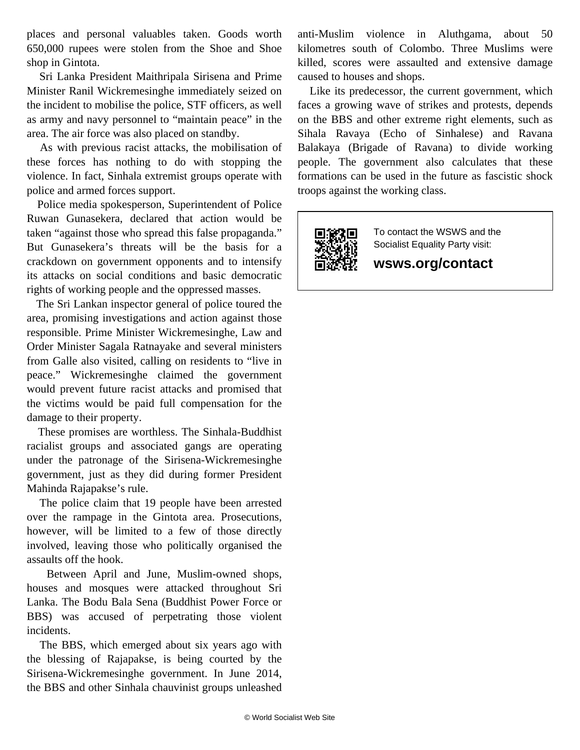places and personal valuables taken. Goods worth 650,000 rupees were stolen from the Shoe and Shoe shop in Gintota.

Sri Lanka President Maithripala Sirisena and Prime Minister Ranil Wickremesinghe immediately seized on the incident to mobilise the police, STF officers, as well as army and navy personnel to "maintain peace" in the area. The air force was also placed on standby.

As with previous racist attacks, the mobilisation of these forces has nothing to do with stopping the violence. In fact, Sinhala extremist groups operate with police and armed forces support.

Police media spokesperson, Superintendent of Police Ruwan Gunasekera, declared that action would be taken "against those who spread this false propaganda." But Gunasekera's threats will be the basis for a crackdown on government opponents and to intensify its attacks on social conditions and basic democratic rights of working people and the oppressed masses.

The Sri Lankan inspector general of police toured the area, promising investigations and action against those responsible. Prime Minister Wickremesinghe, Law and Order Minister Sagala Ratnayake and several ministers from Galle also visited, calling on residents to "live in peace." Wickremesinghe claimed the government would prevent future racist attacks and promised that the victims would be paid full compensation for the damage to their property.

These promises are worthless. The Sinhala-Buddhist racialist groups and associated gangs are operating under the patronage of the Sirisena-Wickremesinghe government, just as they did during former President Mahinda Rajapakse's rule.

The police claim that 19 people have been arrested over the rampage in the Gintota area. Prosecutions, however, will be limited to a few of those directly involved, leaving those who politically organised the assaults off the hook.

Between April and June, Muslim-owned shops, houses and mosques were attacked throughout Sri Lanka. The Bodu Bala Sena (Buddhist Power Force or BBS) was accused of perpetrating those violent incidents.

The BBS, which emerged about six years ago with the blessing of Rajapakse, is being courted by the Sirisena-Wickremesinghe government. In June 2014, the BBS and other Sinhala chauvinist groups unleashed anti-Muslim violence in Aluthgama, about 50 kilometres south of Colombo. Three Muslims were killed, scores were assaulted and extensive damage caused to houses and shops.

Like its predecessor, the current government, which faces a growing wave of strikes and protests, depends on the BBS and other extreme right elements, such as Sihala Ravaya (Echo of Sinhalese) and Ravana Balakaya (Brigade of Ravana) to divide working people. The government also calculates that these formations can be used in the future as fascistic shock troops against the working class.

To contact the WSWS and the Socialist Equality Party visit:

**wsws.org/contact**